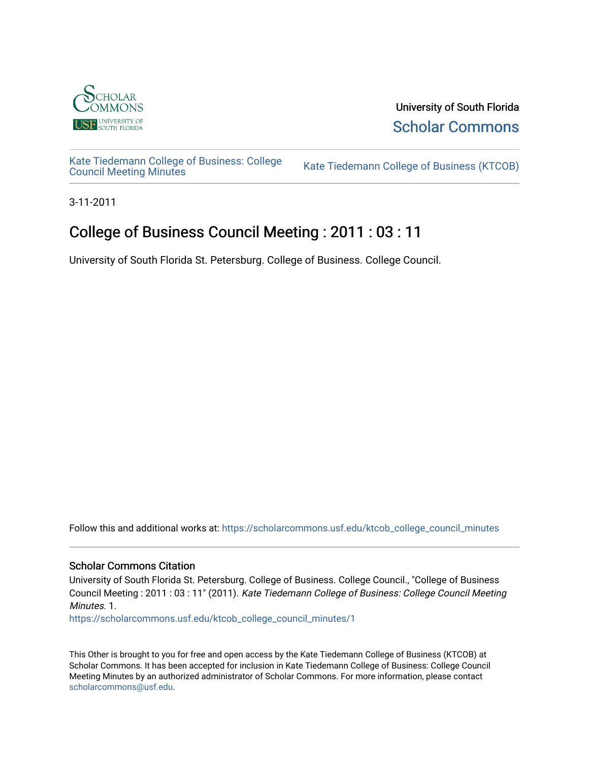University of South Florida

Scholar Commons

Kate Tiedemann College of Business: College Council Meeting Minutes

Kate Tiedemann College of Business (KTCOB)

3-11-2011

# College of Business Council Meeting : 2011 : 03 : 11

University of South Florida St. Petersburg. College of Business. College Council.

Follow this and additional works at: https://scholarcommons.usf.edu/ktcob_college_council_minutes

## Scholar Commons Citation

University of South Florida St. Petersburg. College of Business. College Council., "College of Business Council Meeting : 2011 : 03 : 11" (2011). *Kate Tiedemann College of Business: College Council Meeting Minutes*. 1.
https://scholarcommons.usf.edu/ktcob_college_council_minutes/1

This Other is brought to you for free and open access by the Kate Tiedemann College of Business (KTCOB) at Scholar Commons. It has been accepted for inclusion in Kate Tiedemann College of Business: College Council Meeting Minutes by an authorized administrator of Scholar Commons. For more information, please contact scholarcommons@usf.edu.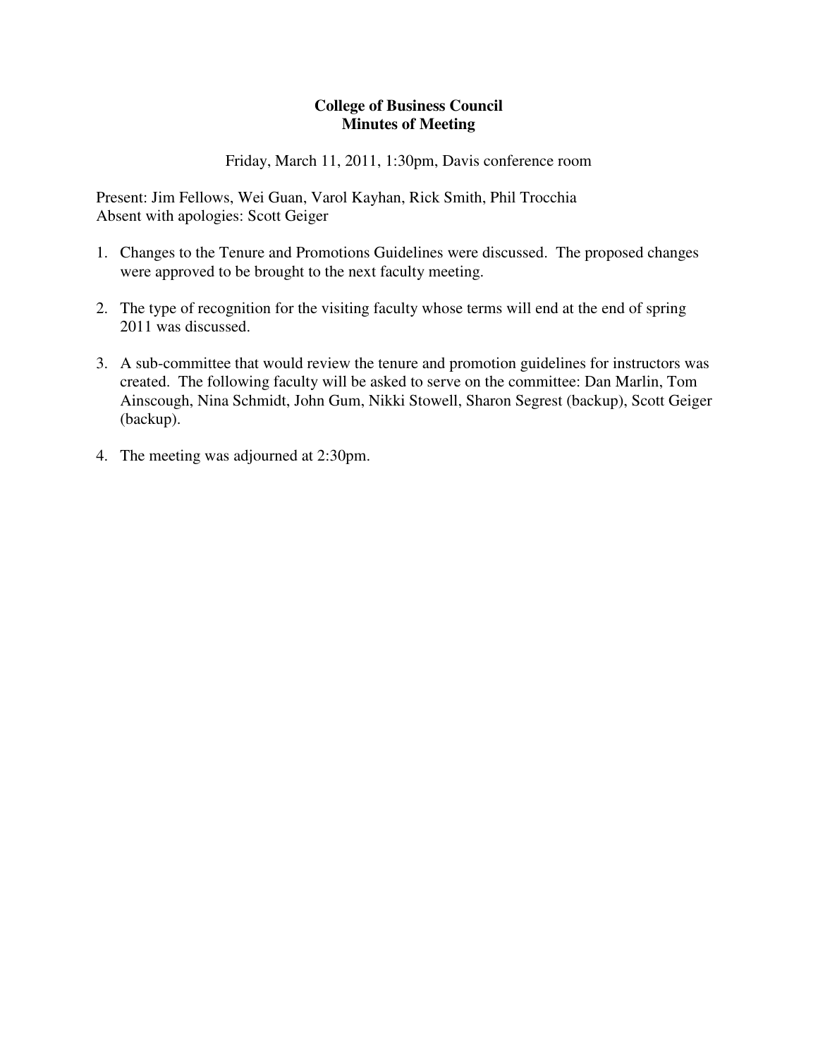**College of Business Council**
**Minutes of Meeting**

Friday, March 11, 2011, 1:30pm, Davis conference room

Present: Jim Fellows, Wei Guan, Varol Kayhan, Rick Smith, Phil Trocchia
Absent with apologies: Scott Geiger

1. Changes to the Tenure and Promotions Guidelines were discussed. The proposed changes were approved to be brought to the next faculty meeting.

2. The type of recognition for the visiting faculty whose terms will end at the end of spring 2011 was discussed.

3. A sub-committee that would review the tenure and promotion guidelines for instructors was created. The following faculty will be asked to serve on the committee: Dan Marlin, Tom Ainscough, Nina Schmidt, John Gum, Nikki Stowell, Sharon Segrest (backup), Scott Geiger (backup).

4. The meeting was adjourned at 2:30pm.